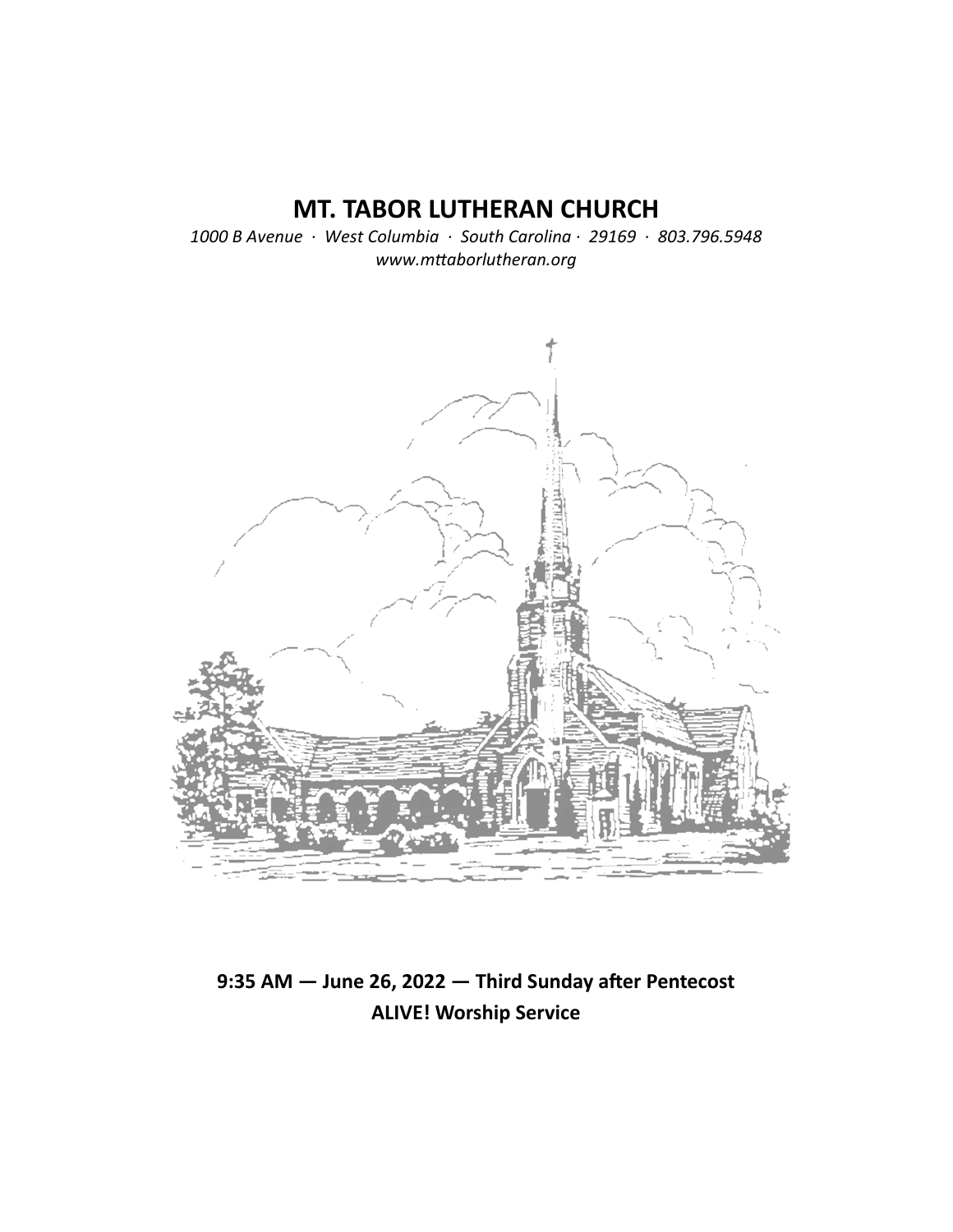# MT. TABOR LUTHERAN CHURCH

*1000 B Avenue · West Columbia · South Carolina · 29169 · 803.796.5948*
*www.mttaborlutheran.org*

**9:35 AM — June 26, 2022 — Third Sunday after Pentecost**
**ALIVE! Worship Service**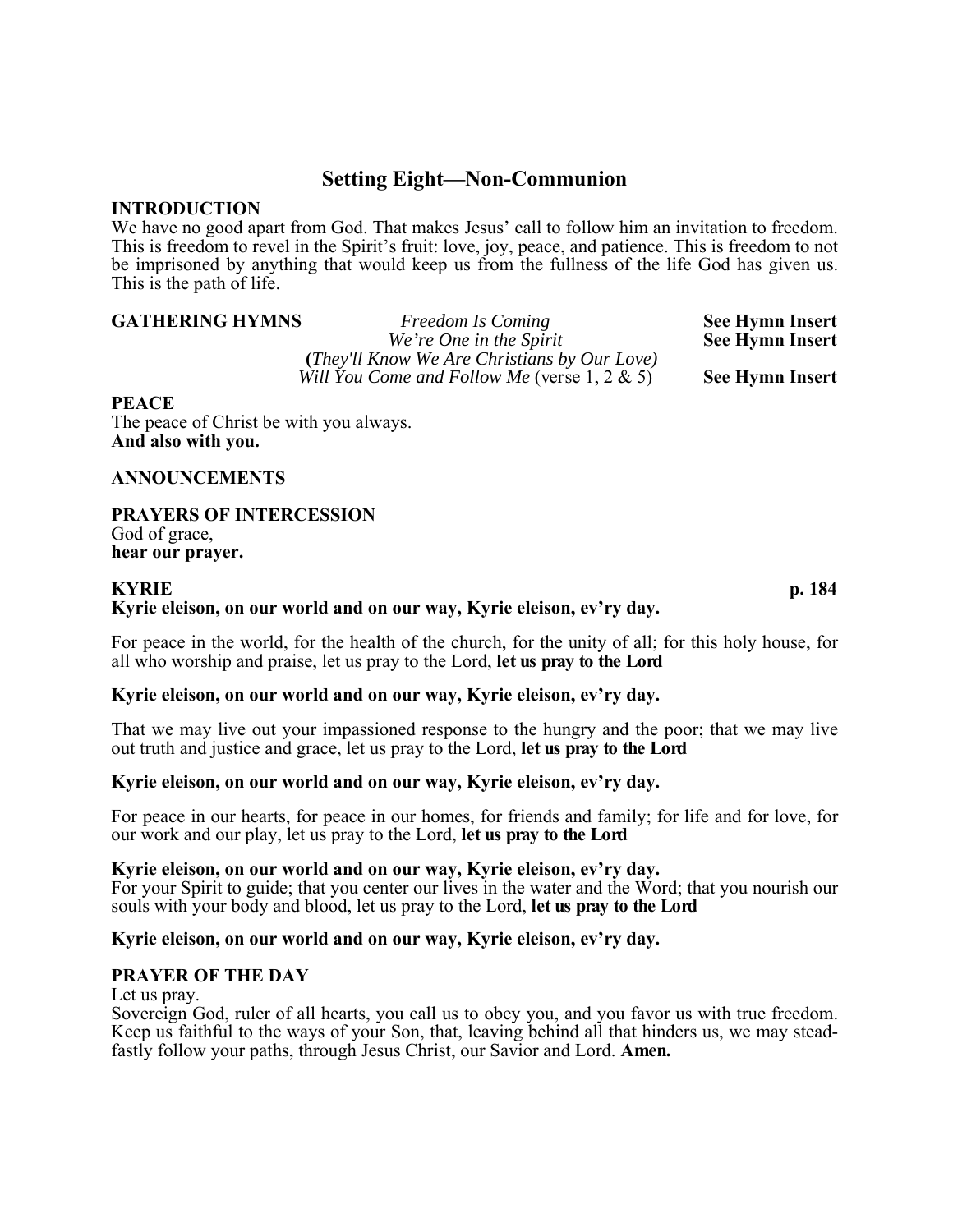# Setting Eight—Non-Communion

**INTRODUCTION**

We have no good apart from God. That makes Jesus' call to follow him an invitation to freedom. This is freedom to revel in the Spirit's fruit: love, joy, peace, and patience. This is freedom to not be imprisoned by anything that would keep us from the fullness of the life God has given us. This is the path of life.

**GATHERING HYMNS** *Freedom Is Coming* **See Hymn Insert**
*We're One in the Spirit* **See Hymn Insert**
**(***They'll Know We Are Christians by Our Love)*
*Will You Come and Follow Me* (verse 1, 2 & 5) **See Hymn Insert**

**PEACE**

The peace of Christ be with you always.
**And also with you.**

**ANNOUNCEMENTS**

**PRAYERS OF INTERCESSION**

God of grace,
**hear our prayer.**

**KYRIE** **p. 184**

**Kyrie eleison, on our world and on our way, Kyrie eleison, ev'ry day.**

For peace in the world, for the health of the church, for the unity of all; for this holy house, for all who worship and praise, let us pray to the Lord, **let us pray to the Lord**

**Kyrie eleison, on our world and on our way, Kyrie eleison, ev'ry day.**

That we may live out your impassioned response to the hungry and the poor; that we may live out truth and justice and grace, let us pray to the Lord, **let us pray to the Lord**

**Kyrie eleison, on our world and on our way, Kyrie eleison, ev'ry day.**

For peace in our hearts, for peace in our homes, for friends and family; for life and for love, for our work and our play, let us pray to the Lord, **let us pray to the Lord**

**Kyrie eleison, on our world and on our way, Kyrie eleison, ev'ry day.**
For your Spirit to guide; that you center our lives in the water and the Word; that you nourish our souls with your body and blood, let us pray to the Lord, **let us pray to the Lord**

**Kyrie eleison, on our world and on our way, Kyrie eleison, ev'ry day.**

**PRAYER OF THE DAY**

Let us pray.
Sovereign God, ruler of all hearts, you call us to obey you, and you favor us with true freedom. Keep us faithful to the ways of your Son, that, leaving behind all that hinders us, we may steadfastly follow your paths, through Jesus Christ, our Savior and Lord. **Amen.**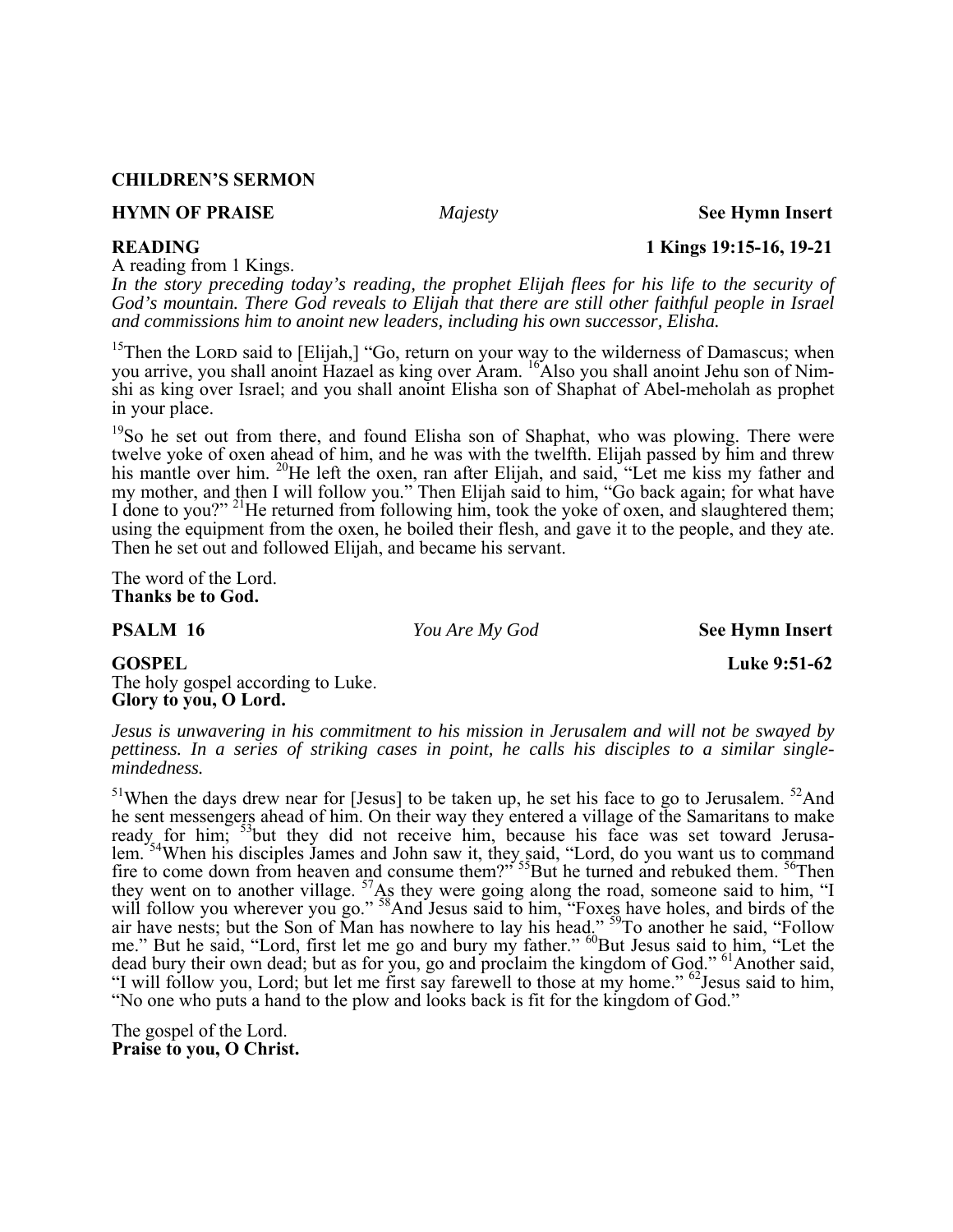**CHILDREN'S SERMON**

**HYMN OF PRAISE** *Majesty* **See Hymn Insert**

**READING** **1 Kings 19:15-16, 19-21**

A reading from 1 Kings.

*In the story preceding today's reading, the prophet Elijah flees for his life to the security of God's mountain. There God reveals to Elijah that there are still other faithful people in Israel and commissions him to anoint new leaders, including his own successor, Elisha.*

[15]Then the LORD said to [Elijah,] "Go, return on your way to the wilderness of Damascus; when you arrive, you shall anoint Hazael as king over Aram. [16]Also you shall anoint Jehu son of Nimshi as king over Israel; and you shall anoint Elisha son of Shaphat of Abel-meholah as prophet in your place.

[19]So he set out from there, and found Elisha son of Shaphat, who was plowing. There were twelve yoke of oxen ahead of him, and he was with the twelfth. Elijah passed by him and threw his mantle over him. [20]He left the oxen, ran after Elijah, and said, "Let me kiss my father and my mother, and then I will follow you." Then Elijah said to him, "Go back again; for what have I done to you?" [21]He returned from following him, took the yoke of oxen, and slaughtered them; using the equipment from the oxen, he boiled their flesh, and gave it to the people, and they ate. Then he set out and followed Elijah, and became his servant.

The word of the Lord.
**Thanks be to God.**

**PSALM 16** *You Are My God* **See Hymn Insert**

**GOSPEL** **Luke 9:51-62**

The holy gospel according to Luke.
**Glory to you, O Lord.**

*Jesus is unwavering in his commitment to his mission in Jerusalem and will not be swayed by pettiness. In a series of striking cases in point, he calls his disciples to a similar single-mindedness.*

[51]When the days drew near for [Jesus] to be taken up, he set his face to go to Jerusalem. [52]And he sent messengers ahead of him. On their way they entered a village of the Samaritans to make ready for him; [53]but they did not receive him, because his face was set toward Jerusalem. [54]When his disciples James and John saw it, they said, "Lord, do you want us to command fire to come down from heaven and consume them?" [55]But he turned and rebuked them. [56]Then they went on to another village. [57]As they were going along the road, someone said to him, "I will follow you wherever you go." [58]And Jesus said to him, "Foxes have holes, and birds of the air have nests; but the Son of Man has nowhere to lay his head." [59]To another he said, "Follow me." But he said, "Lord, first let me go and bury my father." [60]But Jesus said to him, "Let the dead bury their own dead; but as for you, go and proclaim the kingdom of God." [61]Another said, "I will follow you, Lord; but let me first say farewell to those at my home." [62]Jesus said to him, "No one who puts a hand to the plow and looks back is fit for the kingdom of God."

The gospel of the Lord.
**Praise to you, O Christ.**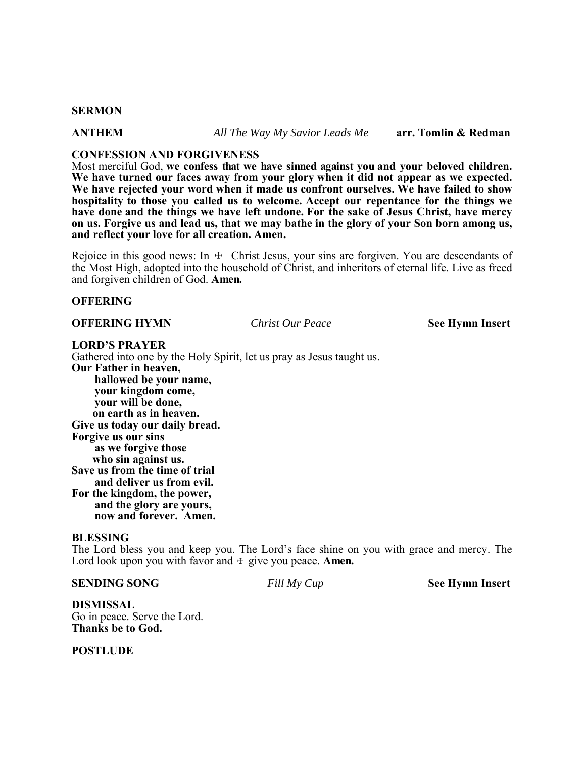**SERMON**

**ANTHEM** *All The Way My Savior Leads Me* **arr. Tomlin & Redman**

**CONFESSION AND FORGIVENESS**

Most merciful God, **we confess that we have sinned against you and your beloved children. We have turned our faces away from your glory when it did not appear as we expected. We have rejected your word when it made us confront ourselves. We have failed to show hospitality to those you called us to welcome. Accept our repentance for the things we have done and the things we have left undone. For the sake of Jesus Christ, have mercy on us. Forgive us and lead us, that we may bathe in the glory of your Son born among us, and reflect your love for all creation. Amen.**

Rejoice in this good news: In ☩ Christ Jesus, your sins are forgiven. You are descendants of the Most High, adopted into the household of Christ, and inheritors of eternal life. Live as freed and forgiven children of God. **Amen.**

**OFFERING**

**OFFERING HYMN** *Christ Our Peace* **See Hymn Insert**

**LORD'S PRAYER**

Gathered into one by the Holy Spirit, let us pray as Jesus taught us.

**Our Father in heaven,**
**hallowed be your name,**
**your kingdom come,**
**your will be done,**
**on earth as in heaven.**
**Give us today our daily bread.**
**Forgive us our sins**
**as we forgive those**
**who sin against us.**
**Save us from the time of trial**
**and deliver us from evil.**
**For the kingdom, the power,**
**and the glory are yours,**
**now and forever. Amen.**

**BLESSING**

The Lord bless you and keep you. The Lord's face shine on you with grace and mercy. The Lord look upon you with favor and ☩ give you peace. **Amen.**

**SENDING SONG** *Fill My Cup* **See Hymn Insert**

**DISMISSAL**

Go in peace. Serve the Lord.
**Thanks be to God.**

**POSTLUDE**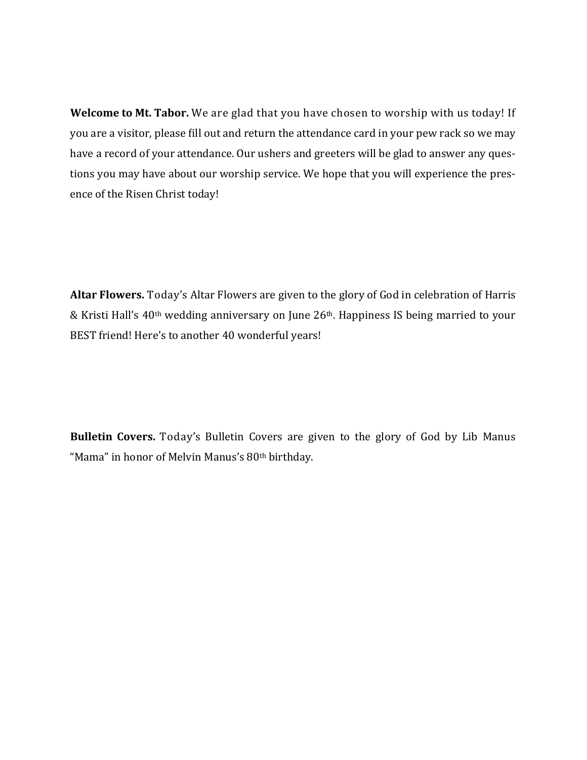**Welcome to Mt. Tabor.** We are glad that you have chosen to worship with us today! If you are a visitor, please fill out and return the attendance card in your pew rack so we may have a record of your attendance. Our ushers and greeters will be glad to answer any questions you may have about our worship service. We hope that you will experience the presence of the Risen Christ today!

**Altar Flowers.** Today's Altar Flowers are given to the glory of God in celebration of Harris & Kristi Hall's 40th wedding anniversary on June 26th. Happiness IS being married to your BEST friend! Here's to another 40 wonderful years!

**Bulletin Covers.** Today's Bulletin Covers are given to the glory of God by Lib Manus "Mama" in honor of Melvin Manus's 80th birthday.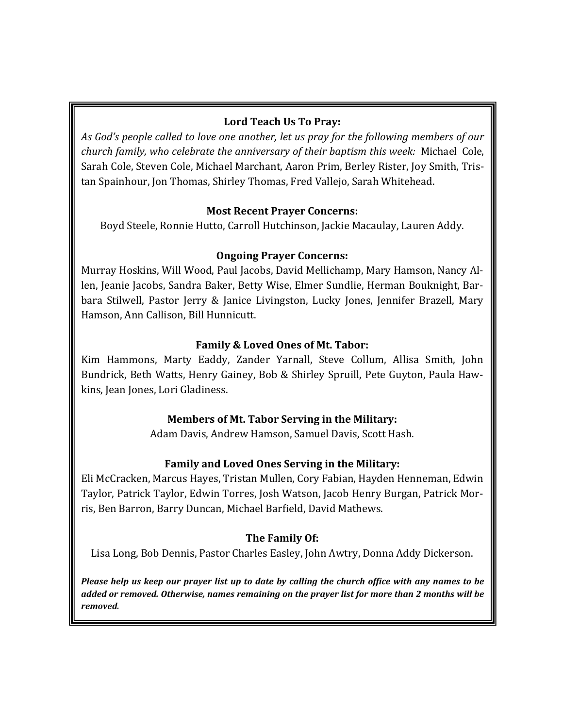**Lord Teach Us To Pray:**

*As God's people called to love one another, let us pray for the following members of our church family, who celebrate the anniversary of their baptism this week:* Michael Cole, Sarah Cole, Steven Cole, Michael Marchant, Aaron Prim, Berley Rister, Joy Smith, Tristan Spainhour, Jon Thomas, Shirley Thomas, Fred Vallejo, Sarah Whitehead.

**Most Recent Prayer Concerns:**

Boyd Steele, Ronnie Hutto, Carroll Hutchinson, Jackie Macaulay, Lauren Addy.

**Ongoing Prayer Concerns:**

Murray Hoskins, Will Wood, Paul Jacobs, David Mellichamp, Mary Hamson, Nancy Allen, Jeanie Jacobs, Sandra Baker, Betty Wise, Elmer Sundlie, Herman Bouknight, Barbara Stilwell, Pastor Jerry & Janice Livingston, Lucky Jones, Jennifer Brazell, Mary Hamson, Ann Callison, Bill Hunnicutt.

**Family & Loved Ones of Mt. Tabor:**

Kim Hammons, Marty Eaddy, Zander Yarnall, Steve Collum, Allisa Smith, John Bundrick, Beth Watts, Henry Gainey, Bob & Shirley Spruill, Pete Guyton, Paula Hawkins, Jean Jones, Lori Gladiness.

**Members of Mt. Tabor Serving in the Military:**

Adam Davis, Andrew Hamson, Samuel Davis, Scott Hash.

**Family and Loved Ones Serving in the Military:**

Eli McCracken, Marcus Hayes, Tristan Mullen, Cory Fabian, Hayden Henneman, Edwin Taylor, Patrick Taylor, Edwin Torres, Josh Watson, Jacob Henry Burgan, Patrick Morris, Ben Barron, Barry Duncan, Michael Barfield, David Mathews.

**The Family Of:**

Lisa Long, Bob Dennis, Pastor Charles Easley, John Awtry, Donna Addy Dickerson.

***Please help us keep our prayer list up to date by calling the church office with any names to be added or removed. Otherwise, names remaining on the prayer list for more than 2 months will be removed.***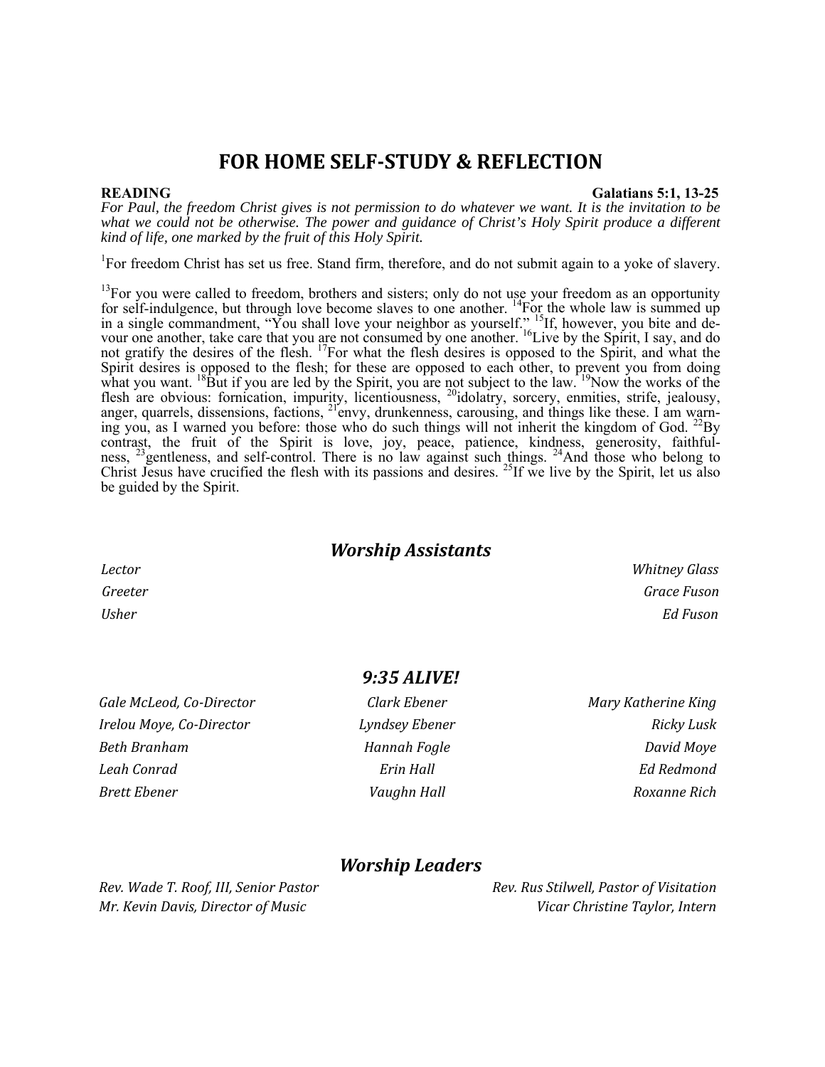# FOR HOME SELF-STUDY & REFLECTION

**READING** **Galatians 5:1, 13-25**

*For Paul, the freedom Christ gives is not permission to do whatever we want. It is the invitation to be what we could not be otherwise. The power and guidance of Christ's Holy Spirit produce a different kind of life, one marked by the fruit of this Holy Spirit.*

[1]For freedom Christ has set us free. Stand firm, therefore, and do not submit again to a yoke of slavery.

[13]For you were called to freedom, brothers and sisters; only do not use your freedom as an opportunity for self-indulgence, but through love become slaves to one another. [14]For the whole law is summed up in a single commandment, "You shall love your neighbor as yourself." [15]If, however, you bite and devour one another, take care that you are not consumed by one another. [16]Live by the Spirit, I say, and do not gratify the desires of the flesh. [17]For what the flesh desires is opposed to the Spirit, and what the Spirit desires is opposed to the flesh; for these are opposed to each other, to prevent you from doing what you want. [18]But if you are led by the Spirit, you are not subject to the law. [19]Now the works of the flesh are obvious: fornication, impurity, licentiousness, [20]idolatry, sorcery, enmities, strife, jealousy, anger, quarrels, dissensions, factions, [21]envy, drunkenness, carousing, and things like these. I am warning you, as I warned you before: those who do such things will not inherit the kingdom of God. [22]By contrast, the fruit of the Spirit is love, joy, peace, patience, kindness, generosity, faithfulness, [23]gentleness, and self-control. There is no law against such things. [24]And those who belong to Christ Jesus have crucified the flesh with its passions and desires. [25]If we live by the Spirit, let us also be guided by the Spirit.

## *Worship Assistants*

*Lector* — *Whitney Glass*
*Greeter* — *Grace Fuson*
*Usher* — *Ed Fuson*

## *9:35 ALIVE!*

*Gale McLeod, Co-Director*
*Irelou Moye, Co-Director*
*Beth Branham*
*Leah Conrad*
*Brett Ebener*
*Clark Ebener*
*Lyndsey Ebener*
*Hannah Fogle*
*Erin Hall*
*Vaughn Hall*
*Mary Katherine King*
*Ricky Lusk*
*David Moye*
*Ed Redmond*
*Roxanne Rich*

## *Worship Leaders*

*Rev. Wade T. Roof, III, Senior Pastor*
*Mr. Kevin Davis, Director of Music*
*Rev. Rus Stilwell, Pastor of Visitation*
*Vicar Christine Taylor, Intern*